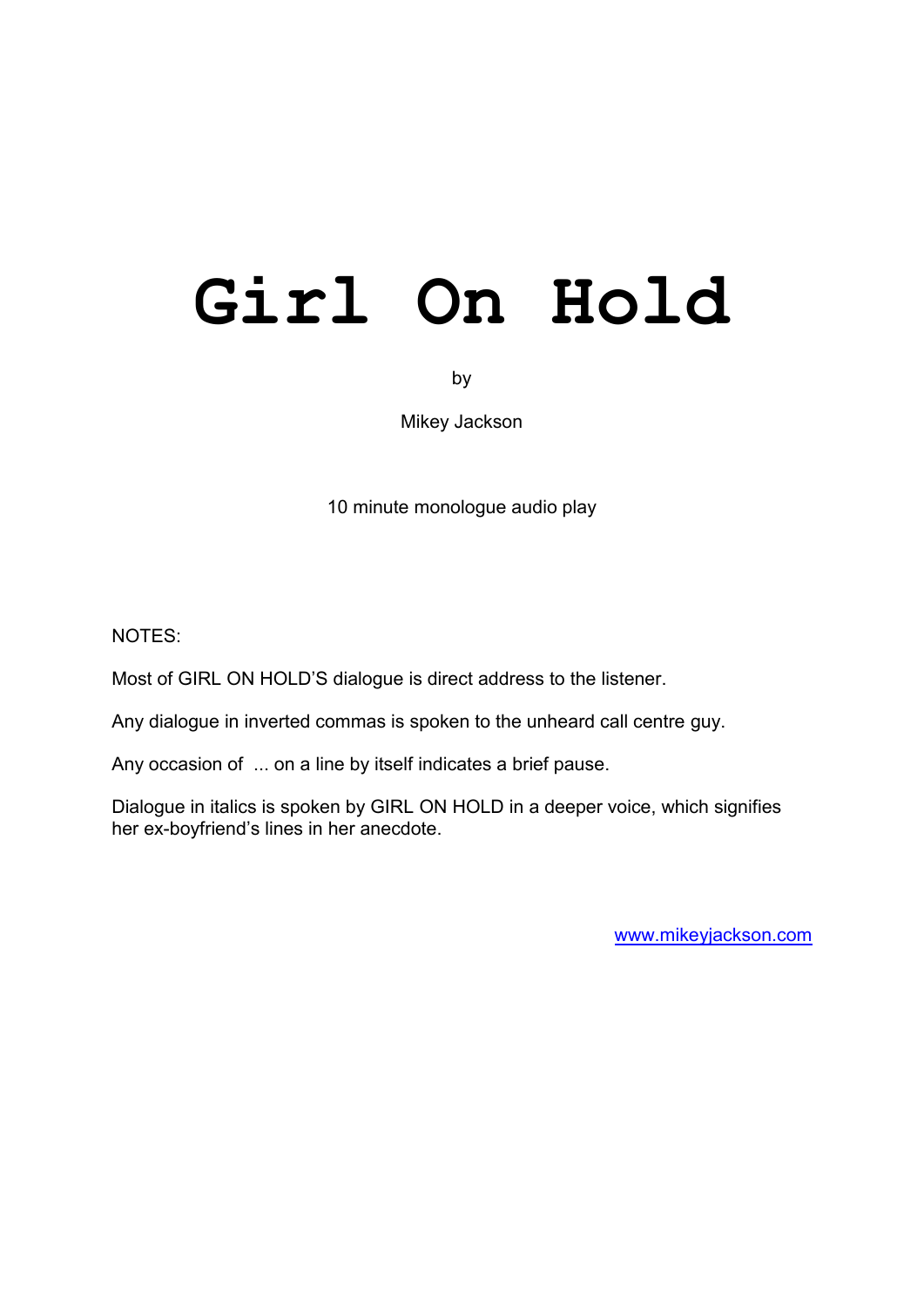# Girl On Hold

by

Mikey Jackson

10 minute monologue audio play

NOTES:

Most of GIRL ON HOLD'S dialogue is direct address to the listener.

Any dialogue in inverted commas is spoken to the unheard call centre guy.

Any occasion of ... on a line by itself indicates a brief pause.

Dialogue in italics is spoken by GIRL ON HOLD in a deeper voice, which signifies her ex-boyfriend's lines in her anecdote.

www.mikeyjackson.com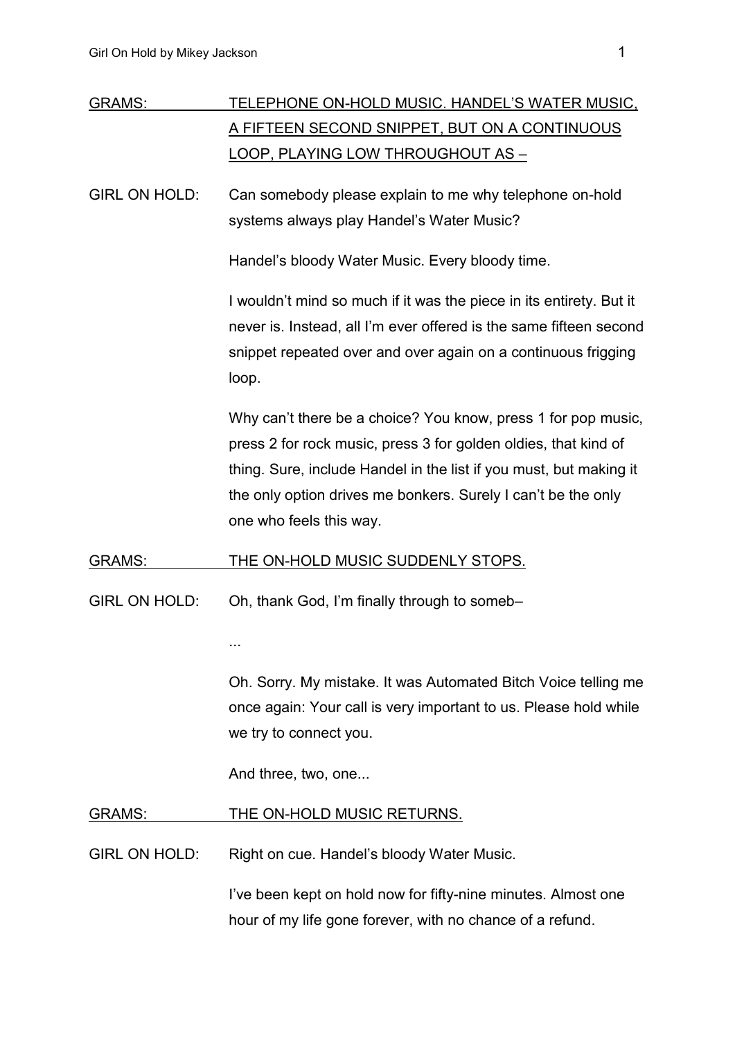<u>GRAMS:</u> <u>TELEPHONE ON-HOLD MUSIC. HANDEL'S WATER MUSIC, A FIFTEEN SECOND SNIPPET, BUT ON A CONTINUOUS LOOP, PLAYING LOW THROUGHOUT AS –</u>

GIRL ON HOLD: Can somebody please explain to me why telephone on-hold systems always play Handel's Water Music?

Handel's bloody Water Music. Every bloody time.

I wouldn't mind so much if it was the piece in its entirety. But it never is. Instead, all I'm ever offered is the same fifteen second snippet repeated over and over again on a continuous frigging loop.

Why can't there be a choice? You know, press 1 for pop music, press 2 for rock music, press 3 for golden oldies, that kind of thing. Sure, include Handel in the list if you must, but making it the only option drives me bonkers. Surely I can't be the only one who feels this way.

<u>GRAMS:</u> <u>THE ON-HOLD MUSIC SUDDENLY STOPS.</u>

GIRL ON HOLD: Oh, thank God, I'm finally through to someb–

...

Oh. Sorry. My mistake. It was Automated Bitch Voice telling me once again: Your call is very important to us. Please hold while we try to connect you.

And three, two, one...

<u>GRAMS:</u> <u>THE ON-HOLD MUSIC RETURNS.</u>

GIRL ON HOLD: Right on cue. Handel's bloody Water Music.

I've been kept on hold now for fifty-nine minutes. Almost one hour of my life gone forever, with no chance of a refund.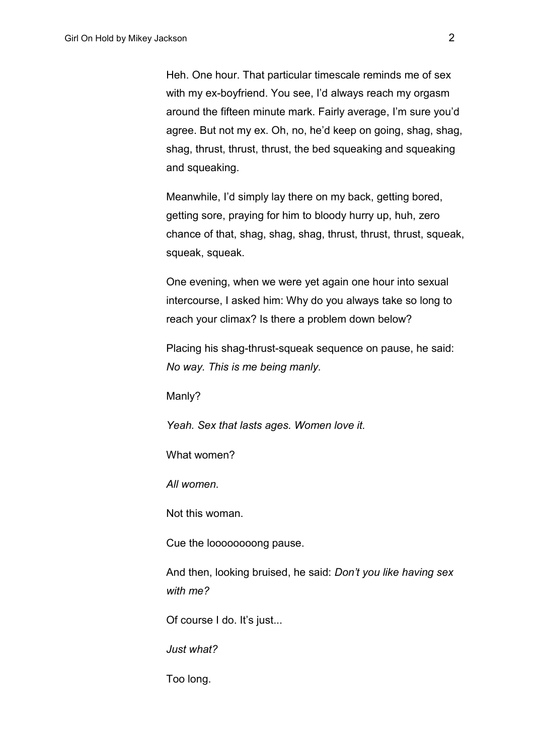Heh. One hour. That particular timescale reminds me of sex with my ex-boyfriend. You see, I'd always reach my orgasm around the fifteen minute mark. Fairly average, I'm sure you'd agree. But not my ex. Oh, no, he'd keep on going, shag, shag, shag, thrust, thrust, thrust, the bed squeaking and squeaking and squeaking.

Meanwhile, I'd simply lay there on my back, getting bored, getting sore, praying for him to bloody hurry up, huh, zero chance of that, shag, shag, shag, thrust, thrust, thrust, squeak, squeak, squeak.

One evening, when we were yet again one hour into sexual intercourse, I asked him: Why do you always take so long to reach your climax? Is there a problem down below?

Placing his shag-thrust-squeak sequence on pause, he said: *No way. This is me being manly.*

Manly?

*Yeah. Sex that lasts ages. Women love it.*

What women?

*All women.*

Not this woman.

Cue the looooooong pause.

And then, looking bruised, he said: *Don't you like having sex with me?*

Of course I do. It's just...

*Just what?*

Too long.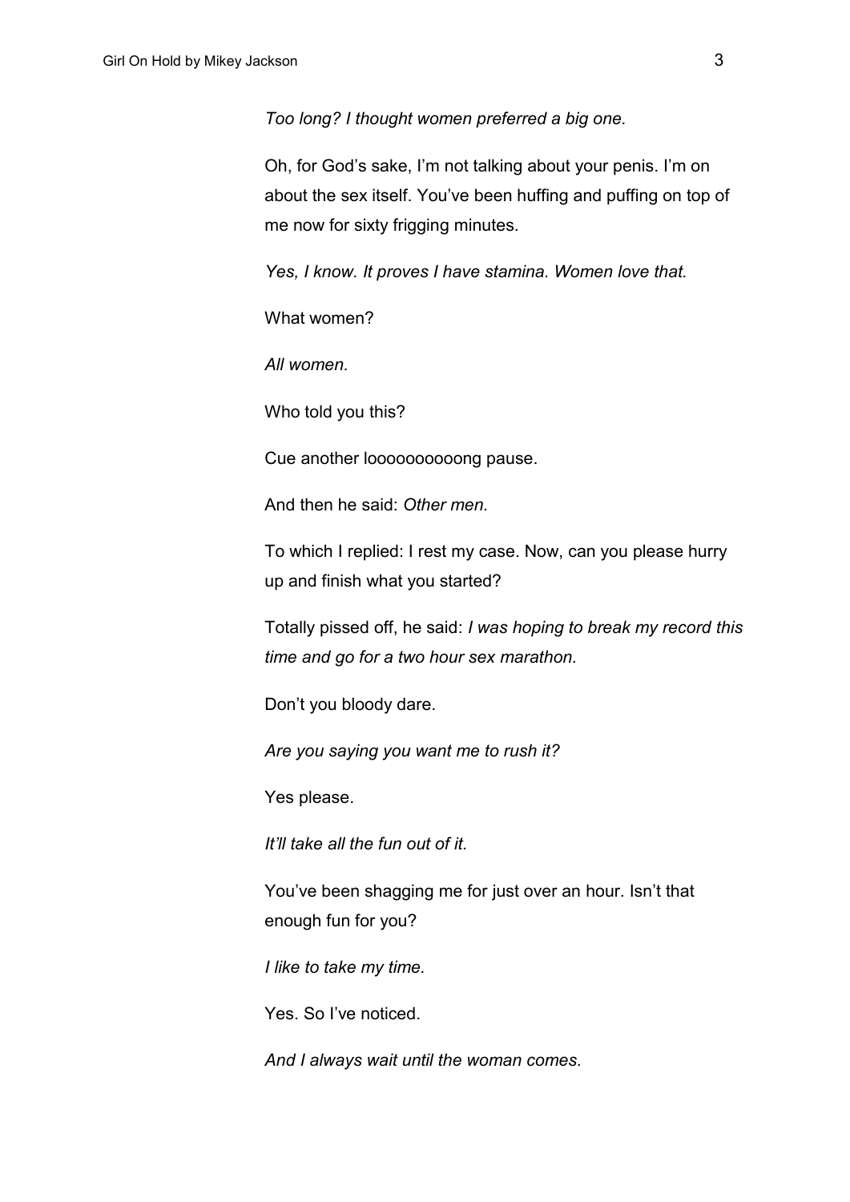*Too long? I thought women preferred a big one.*

Oh, for God's sake, I'm not talking about your penis. I'm on about the sex itself. You've been huffing and puffing on top of me now for sixty frigging minutes.

*Yes, I know. It proves I have stamina. Women love that.*

What women?

*All women.*

Who told you this?

Cue another looooooooong pause.

And then he said: *Other men.*

To which I replied: I rest my case. Now, can you please hurry up and finish what you started?

Totally pissed off, he said: *I was hoping to break my record this time and go for a two hour sex marathon.*

Don't you bloody dare.

*Are you saying you want me to rush it?*

Yes please.

*It'll take all the fun out of it.*

You've been shagging me for just over an hour. Isn't that enough fun for you?

*I like to take my time.*

Yes. So I've noticed.

*And I always wait until the woman comes.*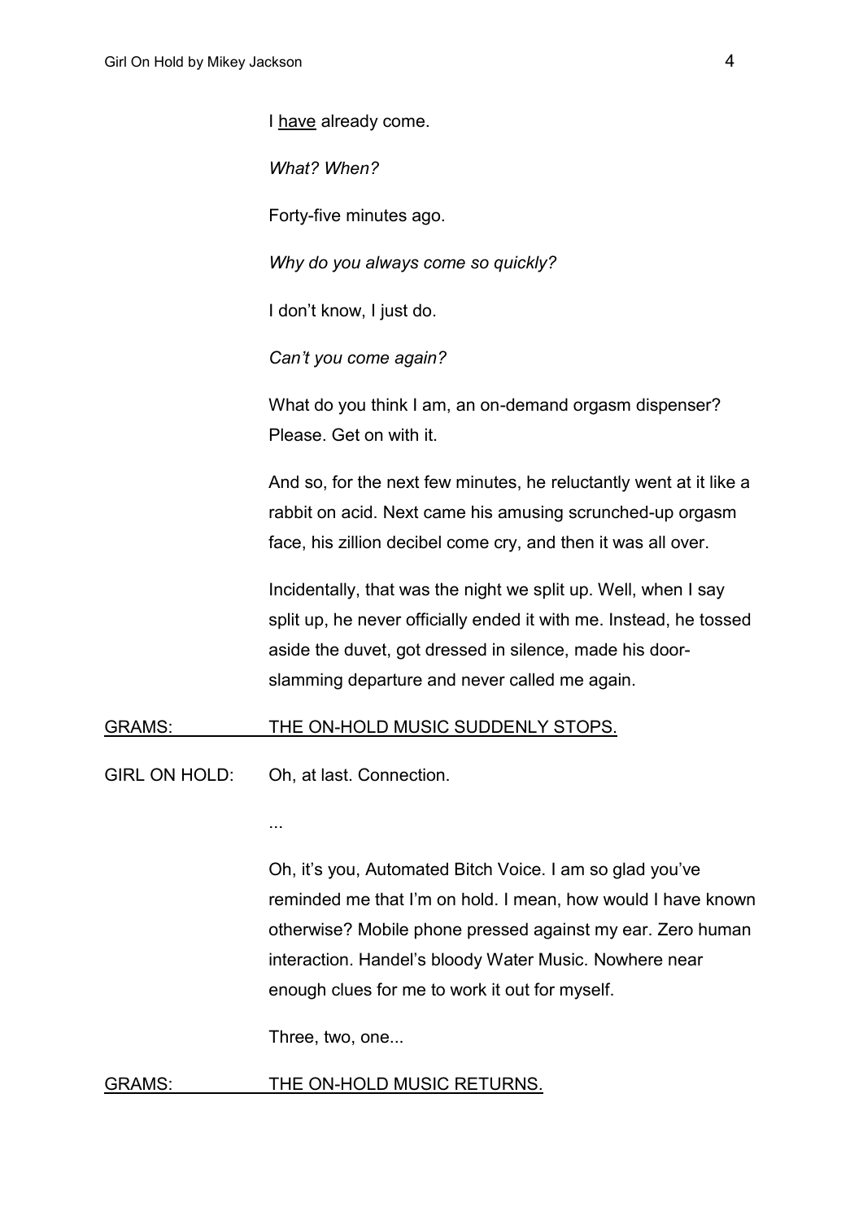I <u>have</u> already come.

*What? When?*

Forty-five minutes ago.

*Why do you always come so quickly?*

I don't know, I just do.

*Can't you come again?*

What do you think I am, an on-demand orgasm dispenser? Please. Get on with it.

And so, for the next few minutes, he reluctantly went at it like a rabbit on acid. Next came his amusing scrunched-up orgasm face, his zillion decibel come cry, and then it was all over.

Incidentally, that was the night we split up. Well, when I say split up, he never officially ended it with me. Instead, he tossed aside the duvet, got dressed in silence, made his door-slamming departure and never called me again.

<u>GRAMS: THE ON-HOLD MUSIC SUDDENLY STOPS.</u>

GIRL ON HOLD: Oh, at last. Connection.

...

Oh, it's you, Automated Bitch Voice. I am so glad you've reminded me that I'm on hold. I mean, how would I have known otherwise? Mobile phone pressed against my ear. Zero human interaction. Handel's bloody Water Music. Nowhere near enough clues for me to work it out for myself.

Three, two, one...

<u>GRAMS: THE ON-HOLD MUSIC RETURNS.</u>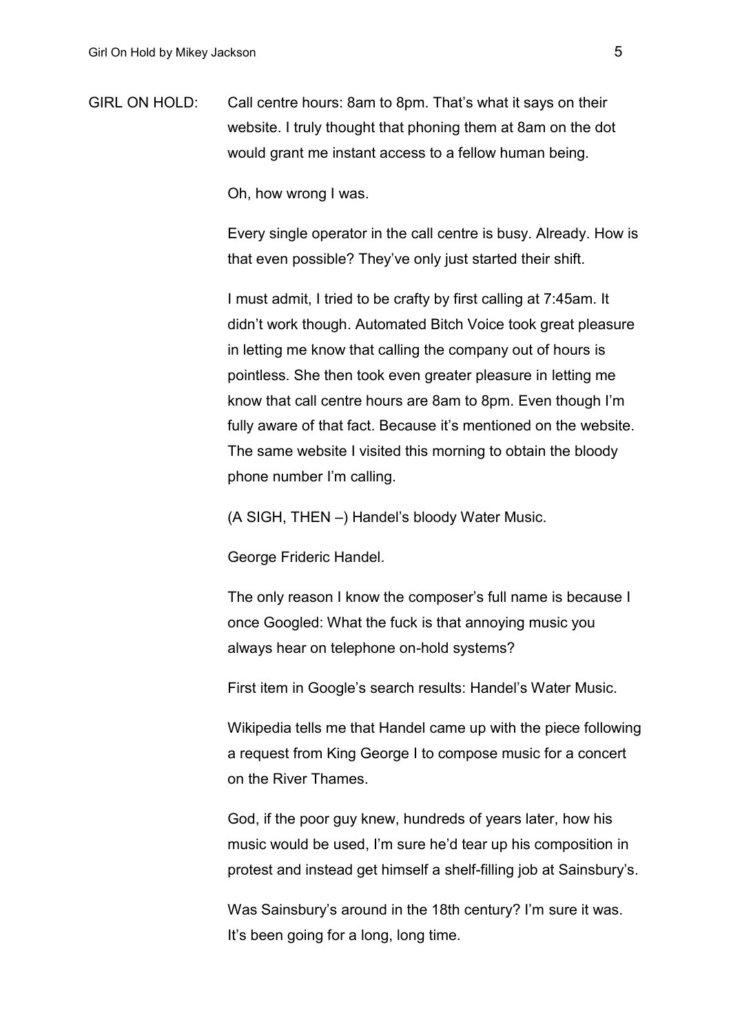GIRL ON HOLD: Call centre hours: 8am to 8pm. That's what it says on their website. I truly thought that phoning them at 8am on the dot would grant me instant access to a fellow human being.

Oh, how wrong I was.

Every single operator in the call centre is busy. Already. How is that even possible? They've only just started their shift.

I must admit, I tried to be crafty by first calling at 7:45am. It didn't work though. Automated Bitch Voice took great pleasure in letting me know that calling the company out of hours is pointless. She then took even greater pleasure in letting me know that call centre hours are 8am to 8pm. Even though I'm fully aware of that fact. Because it's mentioned on the website. The same website I visited this morning to obtain the bloody phone number I'm calling.

(A SIGH, THEN –) Handel's bloody Water Music.

George Frideric Handel.

The only reason I know the composer's full name is because I once Googled: What the fuck is that annoying music you always hear on telephone on-hold systems?

First item in Google's search results: Handel's Water Music.

Wikipedia tells me that Handel came up with the piece following a request from King George I to compose music for a concert on the River Thames.

God, if the poor guy knew, hundreds of years later, how his music would be used, I'm sure he'd tear up his composition in protest and instead get himself a shelf-filling job at Sainsbury's.

Was Sainsbury's around in the 18th century? I'm sure it was. It's been going for a long, long time.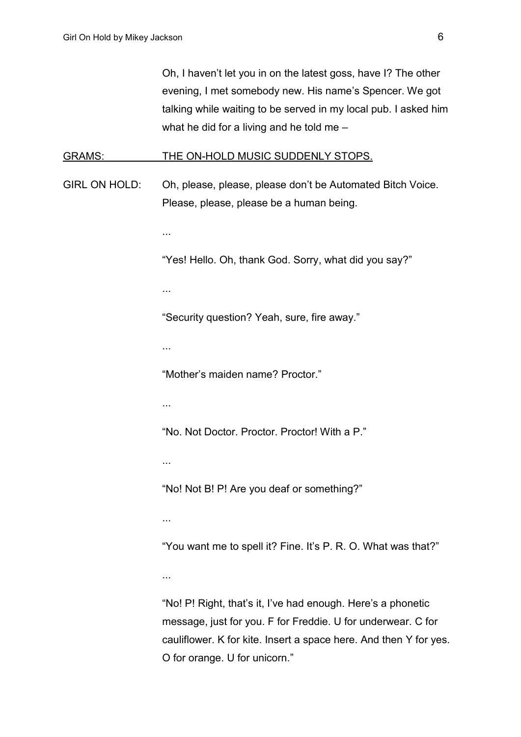Oh, I haven't let you in on the latest goss, have I? The other evening, I met somebody new. His name's Spencer. We got talking while waiting to be served in my local pub. I asked him what he did for a living and he told me –

GRAMS: THE ON-HOLD MUSIC SUDDENLY STOPS.

GIRL ON HOLD: Oh, please, please, please don't be Automated Bitch Voice. Please, please, please be a human being.

...

"Yes! Hello. Oh, thank God. Sorry, what did you say?"

...

"Security question? Yeah, sure, fire away."

...

"Mother's maiden name? Proctor."

...

"No. Not Doctor. Proctor. Proctor! With a P."

...

"No! Not B! P! Are you deaf or something?"

...

"You want me to spell it? Fine. It's P. R. O. What was that?"

...

"No! P! Right, that's it, I've had enough. Here's a phonetic message, just for you. F for Freddie. U for underwear. C for cauliflower. K for kite. Insert a space here. And then Y for yes. O for orange. U for unicorn."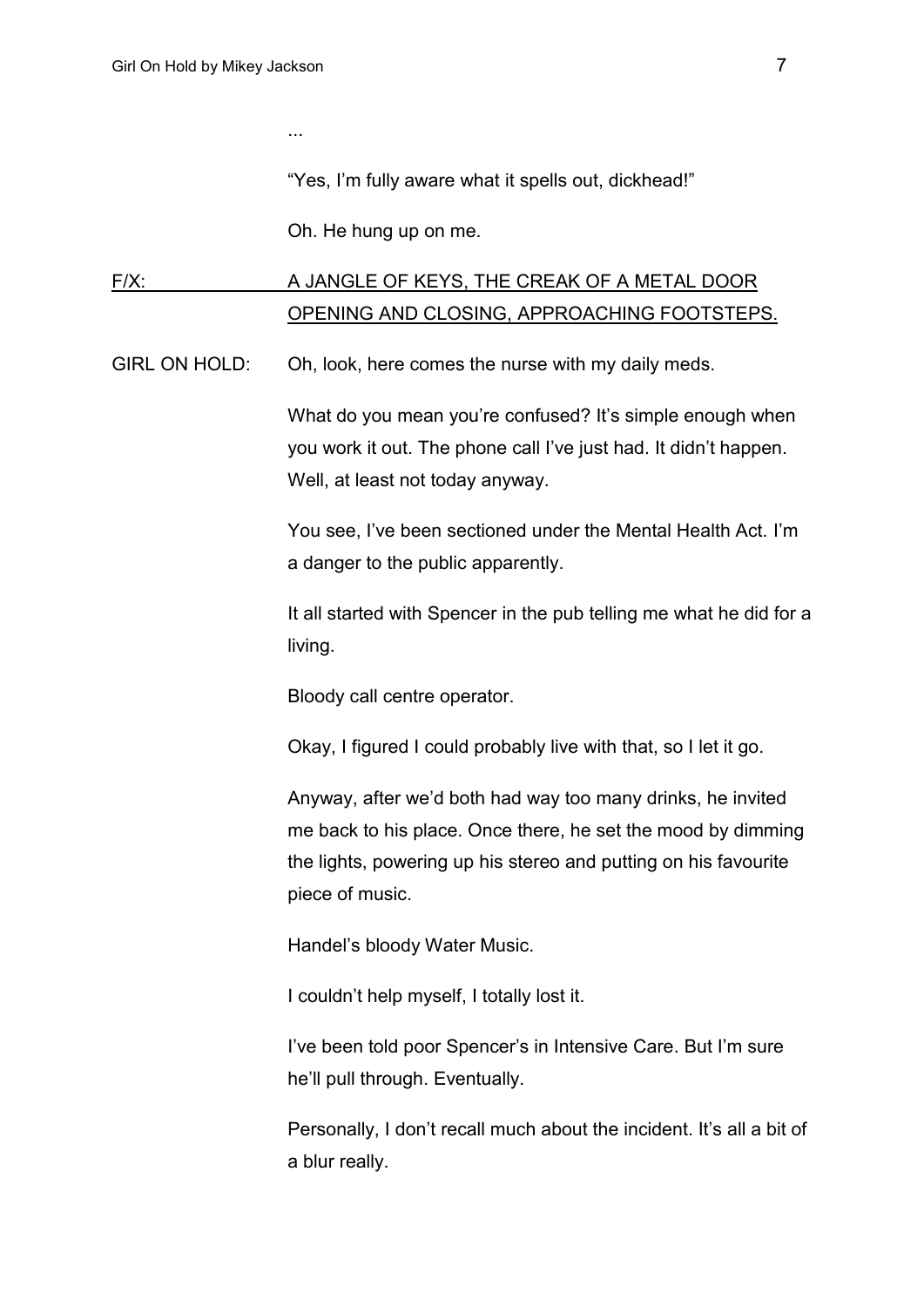...

"Yes, I'm fully aware what it spells out, dickhead!"

Oh. He hung up on me.

F/X: A JANGLE OF KEYS, THE CREAK OF A METAL DOOR OPENING AND CLOSING, APPROACHING FOOTSTEPS.

GIRL ON HOLD: Oh, look, here comes the nurse with my daily meds.

What do you mean you're confused? It's simple enough when you work it out. The phone call I've just had. It didn't happen. Well, at least not today anyway.

You see, I've been sectioned under the Mental Health Act. I'm a danger to the public apparently.

It all started with Spencer in the pub telling me what he did for a living.

Bloody call centre operator.

Okay, I figured I could probably live with that, so I let it go.

Anyway, after we'd both had way too many drinks, he invited me back to his place. Once there, he set the mood by dimming the lights, powering up his stereo and putting on his favourite piece of music.

Handel's bloody Water Music.

I couldn't help myself, I totally lost it.

I've been told poor Spencer's in Intensive Care. But I'm sure he'll pull through. Eventually.

Personally, I don't recall much about the incident. It's all a bit of a blur really.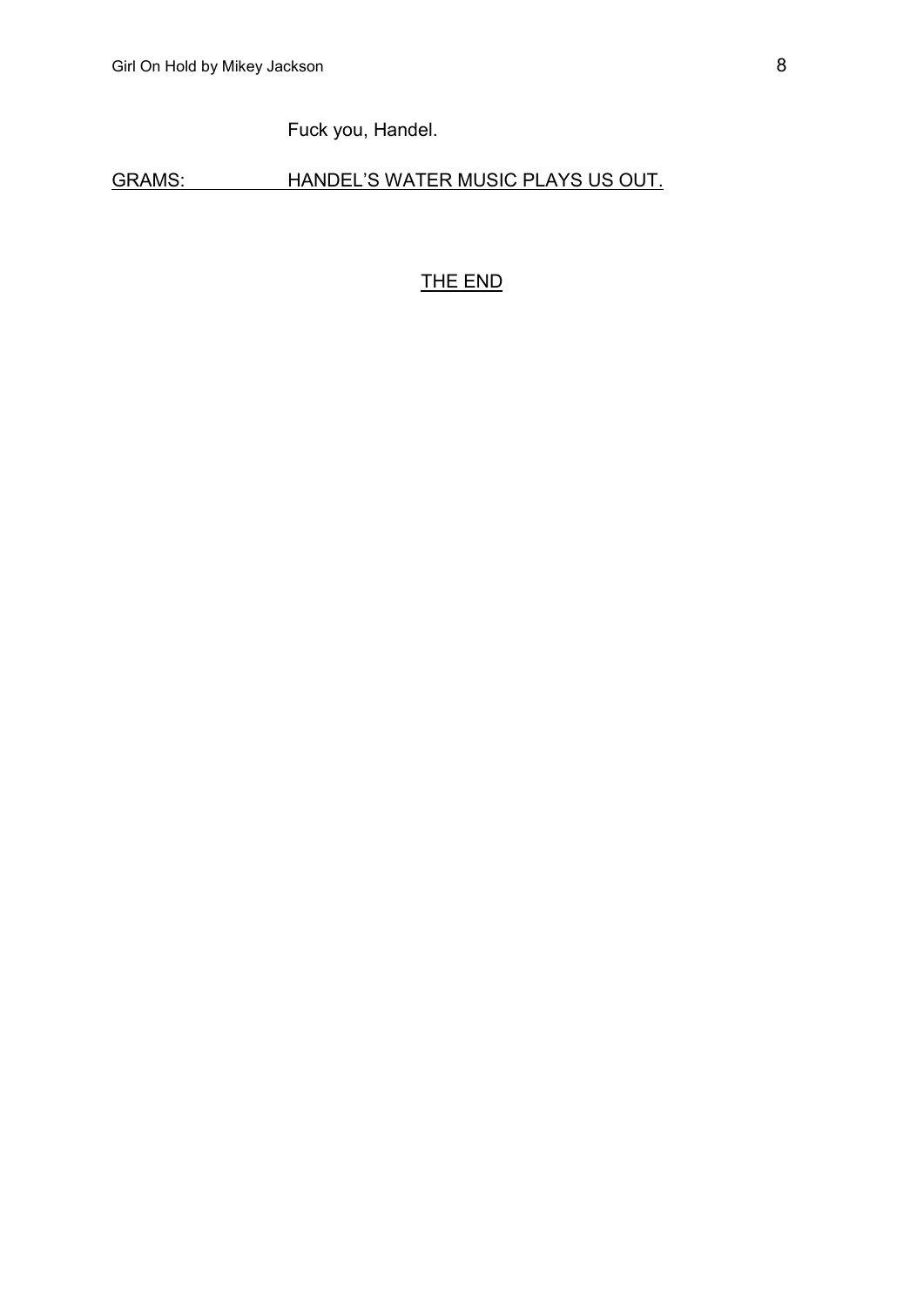Fuck you, Handel.

GRAMS: HANDEL'S WATER MUSIC PLAYS US OUT.

THE END